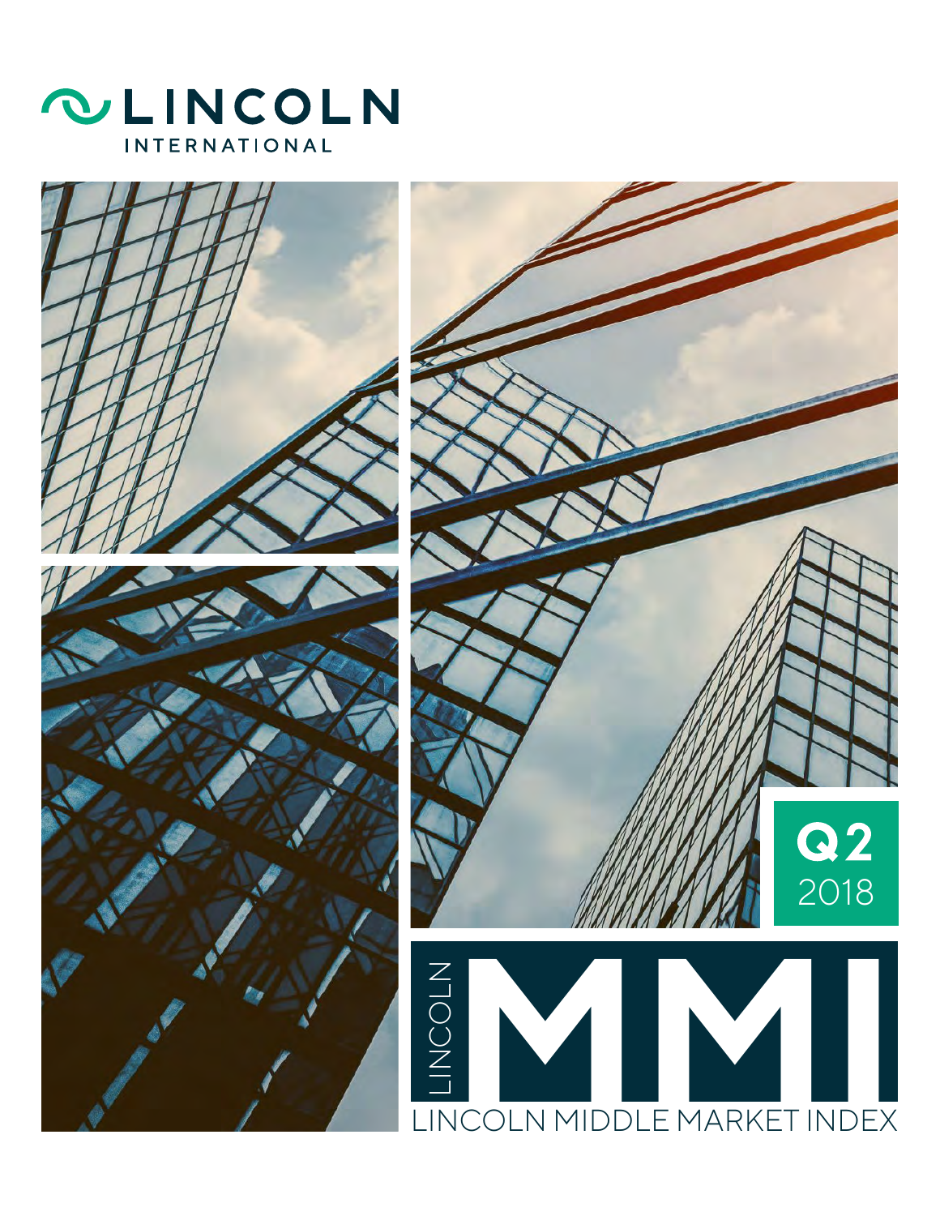# LINCOLN

INTERNATIONAL

**Q2**
2018

LINCOLN

# MMI

LINCOLN MIDDLE MARKET INDEX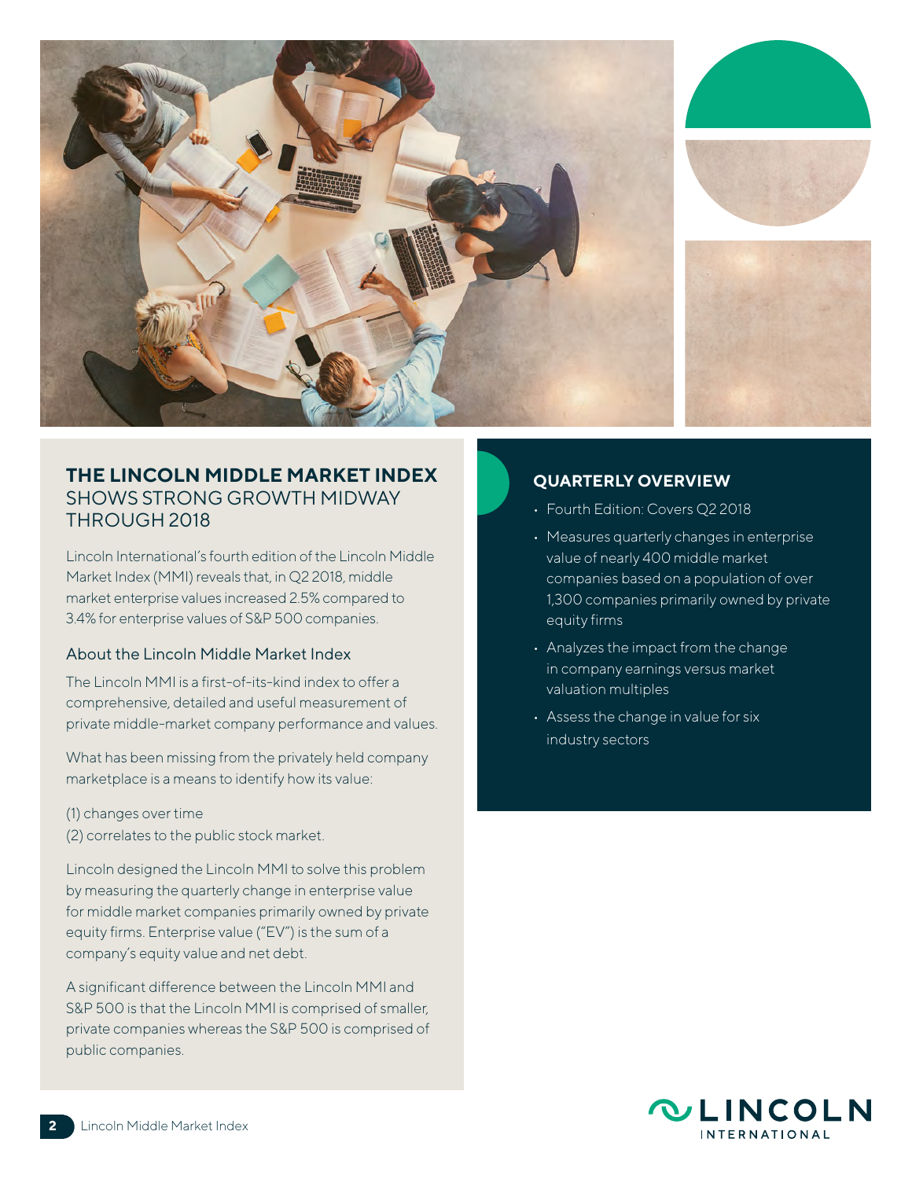## THE LINCOLN MIDDLE MARKET INDEX SHOWS STRONG GROWTH MIDWAY THROUGH 2018

Lincoln International's fourth edition of the Lincoln Middle Market Index (MMI) reveals that, in Q2 2018, middle market enterprise values increased 2.5% compared to 3.4% for enterprise values of S&P 500 companies.

### About the Lincoln Middle Market Index

The Lincoln MMI is a first-of-its-kind index to offer a comprehensive, detailed and useful measurement of private middle-market company performance and values.

What has been missing from the privately held company marketplace is a means to identify how its value:

(1) changes over time
(2) correlates to the public stock market.

Lincoln designed the Lincoln MMI to solve this problem by measuring the quarterly change in enterprise value for middle market companies primarily owned by private equity firms. Enterprise value ("EV") is the sum of a company's equity value and net debt.

A significant difference between the Lincoln MMI and S&P 500 is that the Lincoln MMI is comprised of smaller, private companies whereas the S&P 500 is comprised of public companies.

## QUARTERLY OVERVIEW

- Fourth Edition: Covers Q2 2018
- Measures quarterly changes in enterprise value of nearly 400 middle market companies based on a population of over 1,300 companies primarily owned by private equity firms
- Analyzes the impact from the change in company earnings versus market valuation multiples
- Assess the change in value for six industry sectors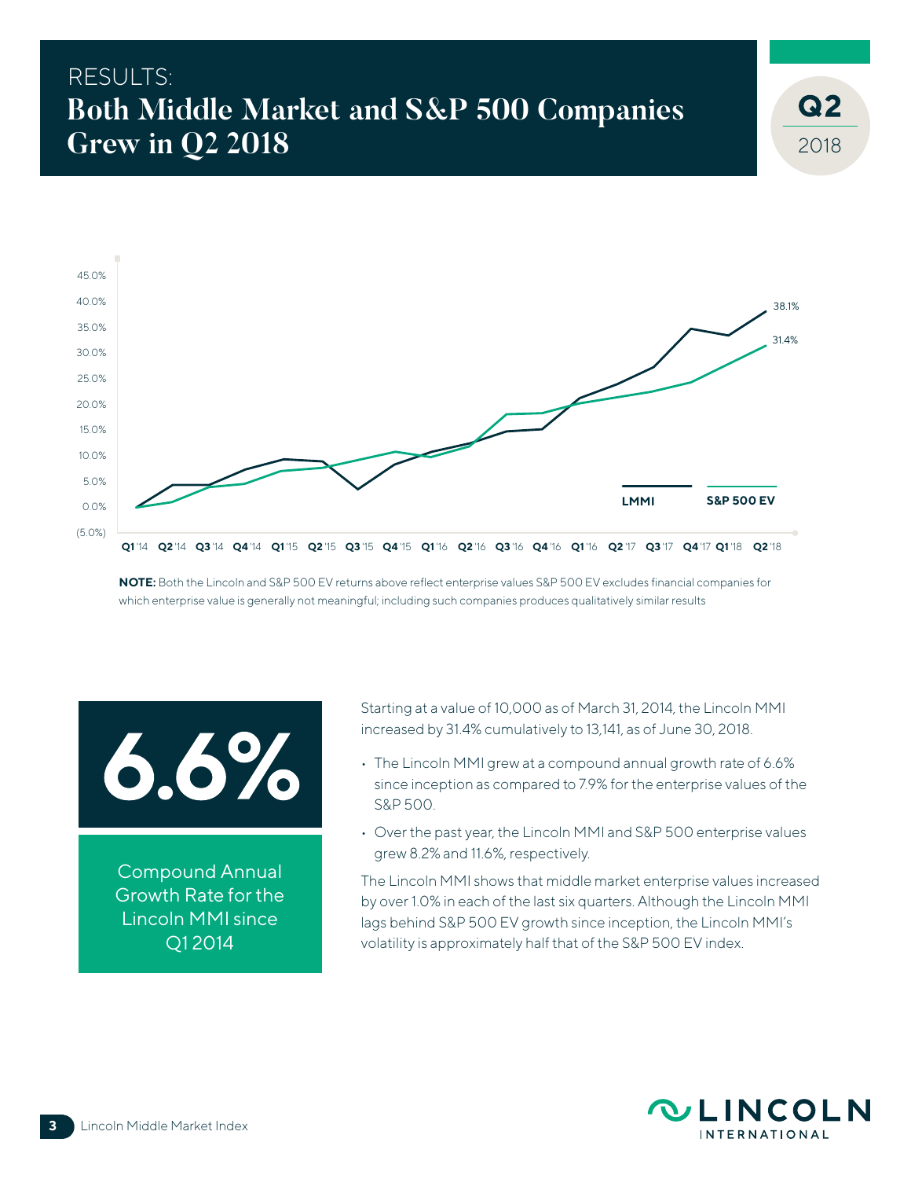RESULTS:

# Both Middle Market and S&P 500 Companies Grew in Q2 2018

**Q2** 2018

**NOTE:** Both the Lincoln and S&P 500 EV returns above reflect enterprise values S&P 500 EV excludes financial companies for which enterprise value is generally not meaningful; including such companies produces qualitatively similar results

**6.6%**

Compound Annual Growth Rate for the Lincoln MMI since Q1 2014

Starting at a value of 10,000 as of March 31, 2014, the Lincoln MMI increased by 31.4% cumulatively to 13,141, as of June 30, 2018.

- The Lincoln MMI grew at a compound annual growth rate of 6.6% since inception as compared to 7.9% for the enterprise values of the S&P 500.
- Over the past year, the Lincoln MMI and S&P 500 enterprise values grew 8.2% and 11.6%, respectively.

The Lincoln MMI shows that middle market enterprise values increased by over 1.0% in each of the last six quarters. Although the Lincoln MMI lags behind S&P 500 EV growth since inception, the Lincoln MMI's volatility is approximately half that of the S&P 500 EV index.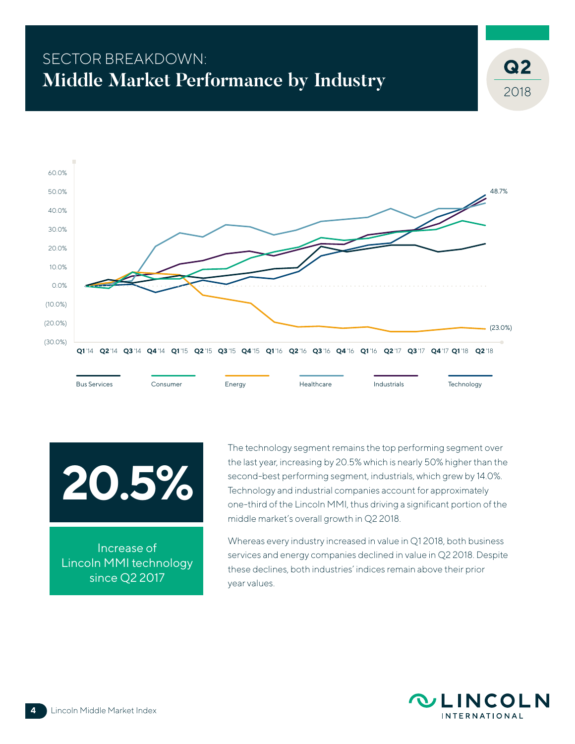# SECTOR BREAKDOWN:
## Middle Market Performance by Industry

**Q2** 2018

60.0%
50.0%
40.0%
30.0%
20.0%
10.0%
0.0%
(10.0%)
(20.0%)
(30.0%)

48.7%

(23.0%)

**Q1** '14 **Q2** '14 **Q3** '14 **Q4** '14 **Q1** '15 **Q2** '15 **Q3** '15 **Q4** '15 **Q1** '16 **Q2** '16 **Q3** '16 **Q4** '16 **Q1** '16 **Q2** '17 **Q3** '17 **Q4** '17 **Q1** '18 **Q2** '18

Bus Services | Consumer | Energy | Healthcare | Industrials | Technology

# 20.5%

Increase of Lincoln MMI technology since Q2 2017

The technology segment remains the top performing segment over the last year, increasing by 20.5% which is nearly 50% higher than the second-best performing segment, industrials, which grew by 14.0%. Technology and industrial companies account for approximately one-third of the Lincoln MMI, thus driving a significant portion of the middle market's overall growth in Q2 2018.

Whereas every industry increased in value in Q1 2018, both business services and energy companies declined in value in Q2 2018. Despite these declines, both industries' indices remain above their prior year values.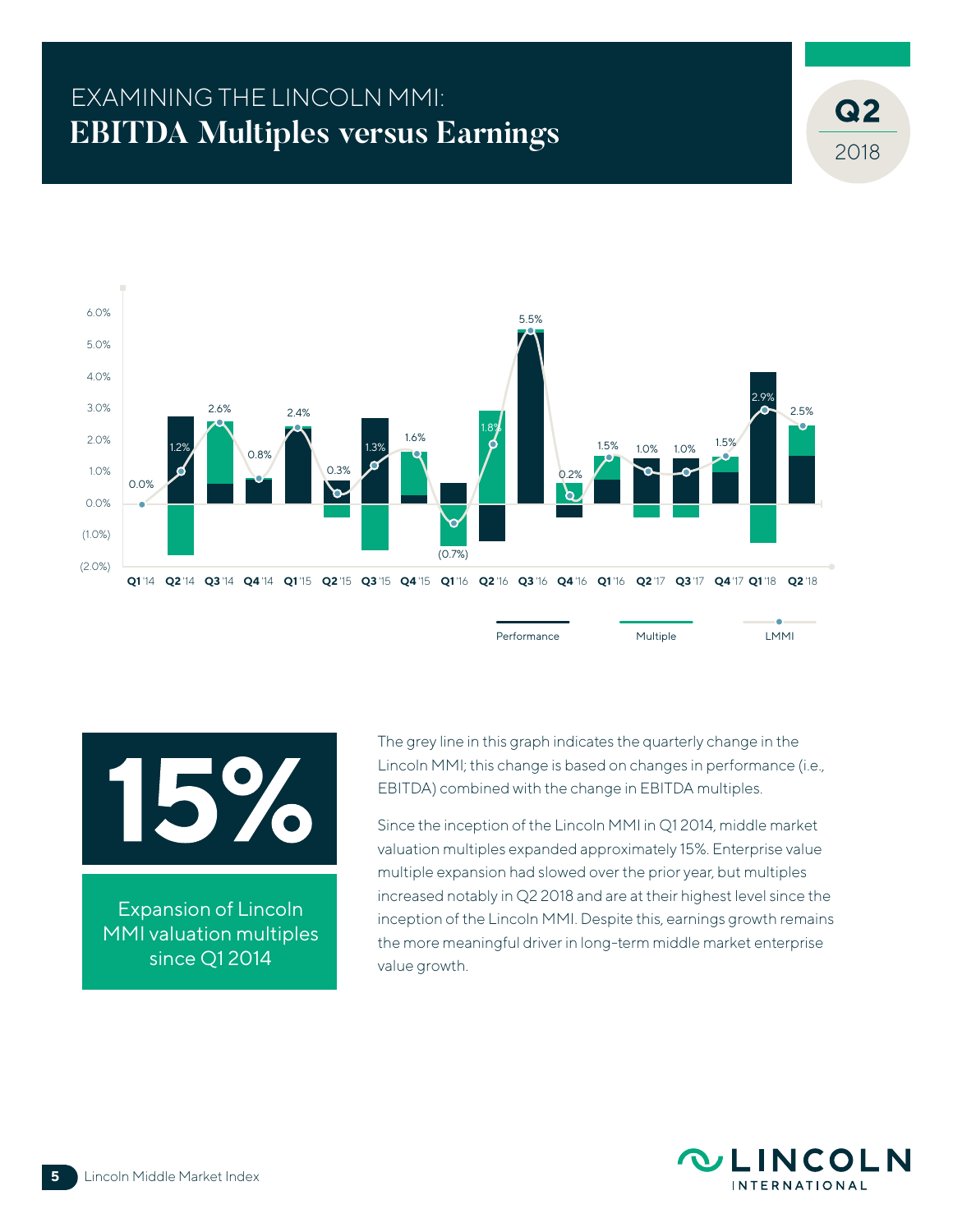# EXAMINING THE LINCOLN MMI:
## EBITDA Multiples versus Earnings

**Q2** 2018

| Quarter | LMMI |
|---|---|
| Q1 '14 | 0.0% |
| Q2 '14 | 1.2% |
| Q3 '14 | 2.6% |
| Q4 '14 | 0.8% |
| Q1 '15 | 2.4% |
| Q2 '15 | 0.3% |
| Q3 '15 | 1.3% |
| Q4 '15 | 1.6% |
| Q1 '16 | (0.7%) |
| Q2 '16 | 1.8% |
| Q3 '16 | 5.5% |
| Q4 '16 | 0.2% |
| Q1 '17 | 1.5% |
| Q2 '17 | 1.0% |
| Q3 '17 | 1.0% |
| Q4 '17 | 1.5% |
| Q1 '18 | 2.9% |
| Q2 '18 | 2.5% |

Performance | Multiple | LMMI

**15%**

Expansion of Lincoln MMI valuation multiples since Q1 2014

The grey line in this graph indicates the quarterly change in the Lincoln MMI; this change is based on changes in performance (i.e., EBITDA) combined with the change in EBITDA multiples.

Since the inception of the Lincoln MMI in Q1 2014, middle market valuation multiples expanded approximately 15%. Enterprise value multiple expansion had slowed over the prior year, but multiples increased notably in Q2 2018 and are at their highest level since the inception of the Lincoln MMI. Despite this, earnings growth remains the more meaningful driver in long-term middle market enterprise value growth.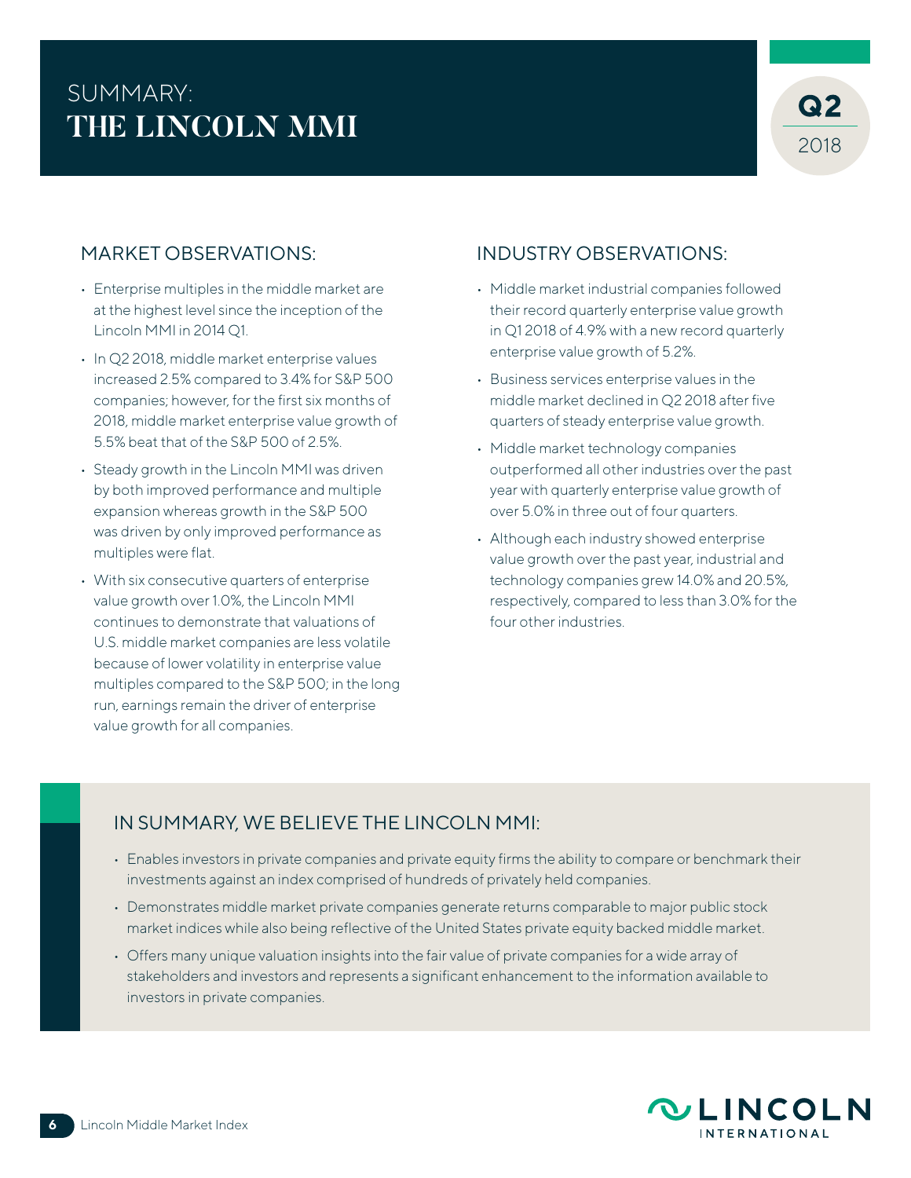# SUMMARY: THE LINCOLN MMI

**Q2 2018**

## MARKET OBSERVATIONS:

- Enterprise multiples in the middle market are at the highest level since the inception of the Lincoln MMI in 2014 Q1.
- In Q2 2018, middle market enterprise values increased 2.5% compared to 3.4% for S&P 500 companies; however, for the first six months of 2018, middle market enterprise value growth of 5.5% beat that of the S&P 500 of 2.5%.
- Steady growth in the Lincoln MMI was driven by both improved performance and multiple expansion whereas growth in the S&P 500 was driven by only improved performance as multiples were flat.
- With six consecutive quarters of enterprise value growth over 1.0%, the Lincoln MMI continues to demonstrate that valuations of U.S. middle market companies are less volatile because of lower volatility in enterprise value multiples compared to the S&P 500; in the long run, earnings remain the driver of enterprise value growth for all companies.

## INDUSTRY OBSERVATIONS:

- Middle market industrial companies followed their record quarterly enterprise value growth in Q1 2018 of 4.9% with a new record quarterly enterprise value growth of 5.2%.
- Business services enterprise values in the middle market declined in Q2 2018 after five quarters of steady enterprise value growth.
- Middle market technology companies outperformed all other industries over the past year with quarterly enterprise value growth of over 5.0% in three out of four quarters.
- Although each industry showed enterprise value growth over the past year, industrial and technology companies grew 14.0% and 20.5%, respectively, compared to less than 3.0% for the four other industries.

## IN SUMMARY, WE BELIEVE THE LINCOLN MMI:

- Enables investors in private companies and private equity firms the ability to compare or benchmark their investments against an index comprised of hundreds of privately held companies.
- Demonstrates middle market private companies generate returns comparable to major public stock market indices while also being reflective of the United States private equity backed middle market.
- Offers many unique valuation insights into the fair value of private companies for a wide array of stakeholders and investors and represents a significant enhancement to the information available to investors in private companies.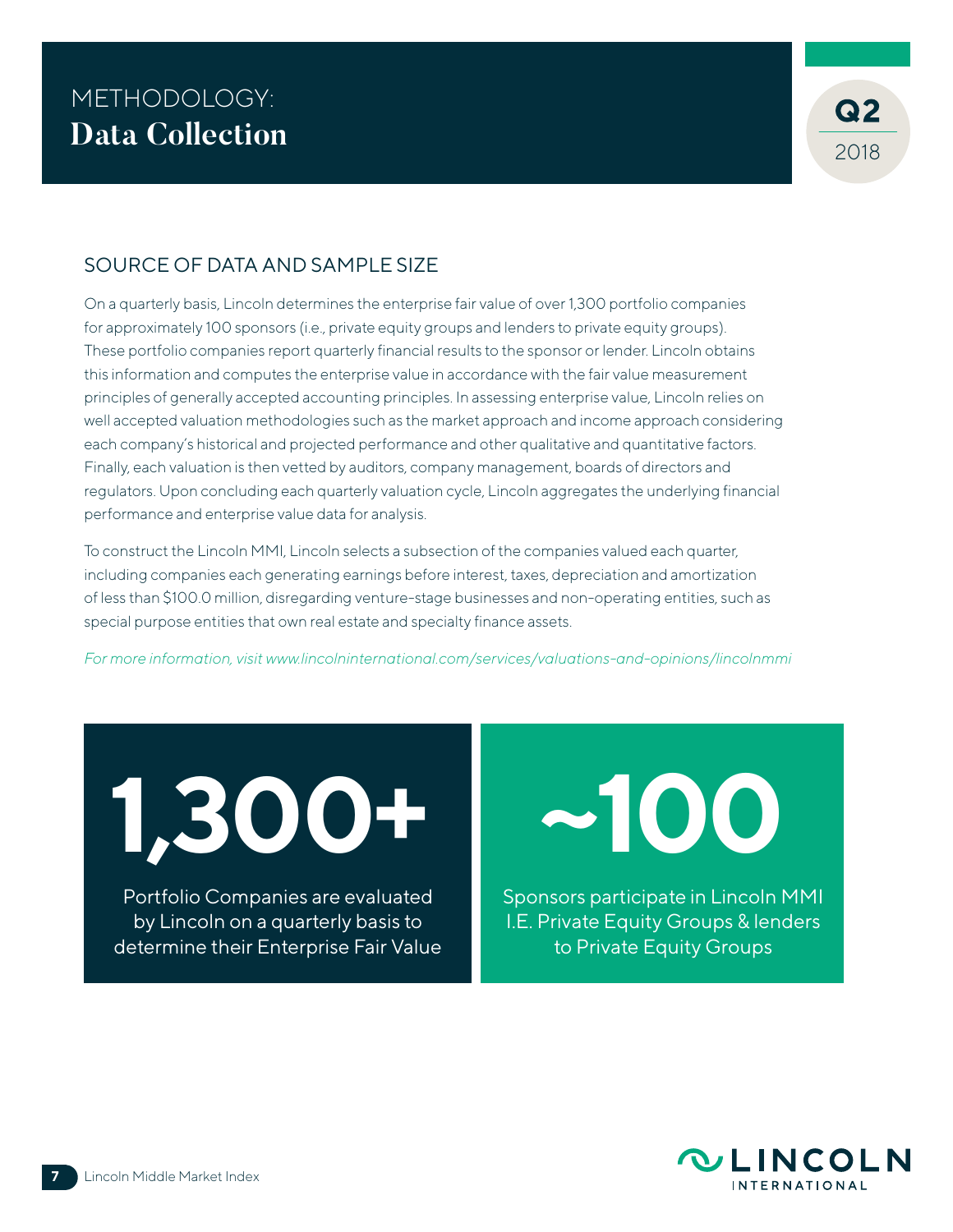# METHODOLOGY: Data Collection

Q2 2018

## SOURCE OF DATA AND SAMPLE SIZE

On a quarterly basis, Lincoln determines the enterprise fair value of over 1,300 portfolio companies for approximately 100 sponsors (i.e., private equity groups and lenders to private equity groups). These portfolio companies report quarterly financial results to the sponsor or lender. Lincoln obtains this information and computes the enterprise value in accordance with the fair value measurement principles of generally accepted accounting principles. In assessing enterprise value, Lincoln relies on well accepted valuation methodologies such as the market approach and income approach considering each company's historical and projected performance and other qualitative and quantitative factors. Finally, each valuation is then vetted by auditors, company management, boards of directors and regulators. Upon concluding each quarterly valuation cycle, Lincoln aggregates the underlying financial performance and enterprise value data for analysis.

To construct the Lincoln MMI, Lincoln selects a subsection of the companies valued each quarter, including companies each generating earnings before interest, taxes, depreciation and amortization of less than $100.0 million, disregarding venture-stage businesses and non-operating entities, such as special purpose entities that own real estate and specialty finance assets.

*For more information, visit www.lincolninternational.com/services/valuations-and-opinions/lincolnmmi*

**1,300+**

Portfolio Companies are evaluated by Lincoln on a quarterly basis to determine their Enterprise Fair Value

**~100**

Sponsors participate in Lincoln MMI I.E. Private Equity Groups & lenders to Private Equity Groups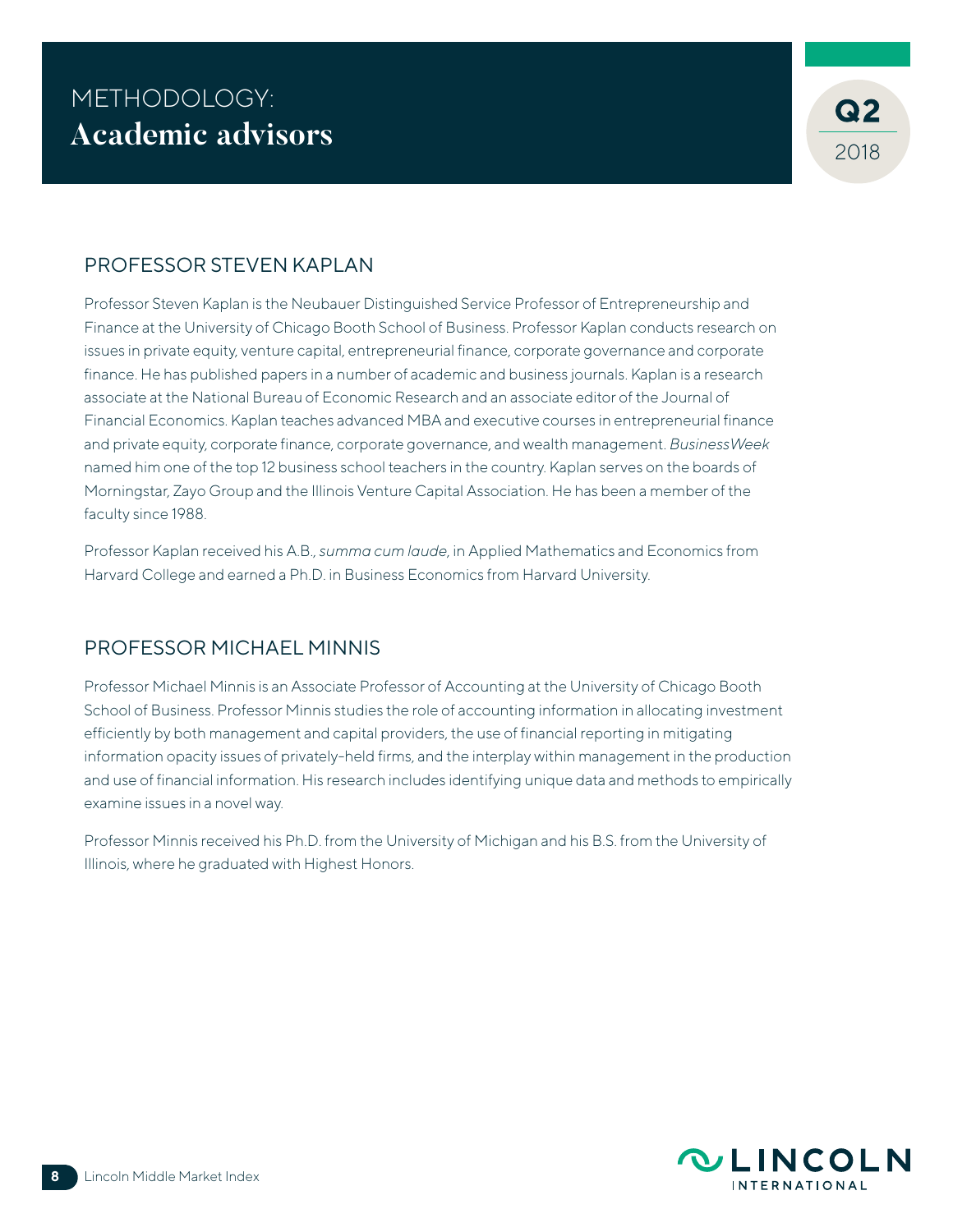# METHODOLOGY: Academic advisors

Q2 2018

## PROFESSOR STEVEN KAPLAN

Professor Steven Kaplan is the Neubauer Distinguished Service Professor of Entrepreneurship and Finance at the University of Chicago Booth School of Business. Professor Kaplan conducts research on issues in private equity, venture capital, entrepreneurial finance, corporate governance and corporate finance. He has published papers in a number of academic and business journals. Kaplan is a research associate at the National Bureau of Economic Research and an associate editor of the Journal of Financial Economics. Kaplan teaches advanced MBA and executive courses in entrepreneurial finance and private equity, corporate finance, corporate governance, and wealth management. *BusinessWeek* named him one of the top 12 business school teachers in the country. Kaplan serves on the boards of Morningstar, Zayo Group and the Illinois Venture Capital Association. He has been a member of the faculty since 1988.

Professor Kaplan received his A.B., *summa cum laude*, in Applied Mathematics and Economics from Harvard College and earned a Ph.D. in Business Economics from Harvard University.

## PROFESSOR MICHAEL MINNIS

Professor Michael Minnis is an Associate Professor of Accounting at the University of Chicago Booth School of Business. Professor Minnis studies the role of accounting information in allocating investment efficiently by both management and capital providers, the use of financial reporting in mitigating information opacity issues of privately-held firms, and the interplay within management in the production and use of financial information. His research includes identifying unique data and methods to empirically examine issues in a novel way.

Professor Minnis received his Ph.D. from the University of Michigan and his B.S. from the University of Illinois, where he graduated with Highest Honors.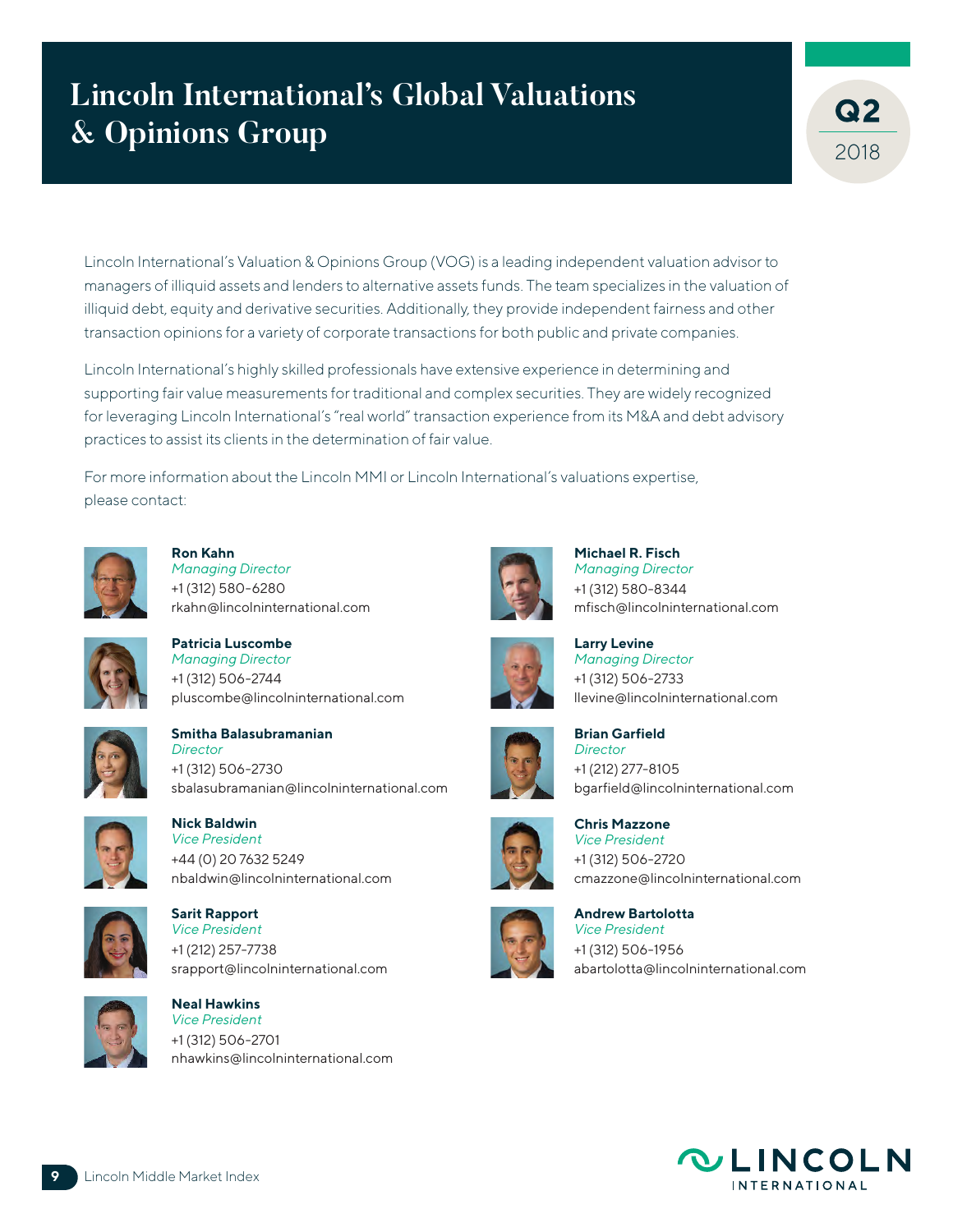# Lincoln International's Global Valuations & Opinions Group

Q2 2018

Lincoln International's Valuation & Opinions Group (VOG) is a leading independent valuation advisor to managers of illiquid assets and lenders to alternative assets funds. The team specializes in the valuation of illiquid debt, equity and derivative securities. Additionally, they provide independent fairness and other transaction opinions for a variety of corporate transactions for both public and private companies.

Lincoln International's highly skilled professionals have extensive experience in determining and supporting fair value measurements for traditional and complex securities. They are widely recognized for leveraging Lincoln International's "real world" transaction experience from its M&A and debt advisory practices to assist its clients in the determination of fair value.

For more information about the Lincoln MMI or Lincoln International's valuations expertise, please contact:

**Ron Kahn**
*Managing Director*
+1 (312) 580-6280
rkahn@lincolninternational.com

**Patricia Luscombe**
*Managing Director*
+1 (312) 506-2744
pluscombe@lincolninternational.com

**Smitha Balasubramanian**
*Director*
+1 (312) 506-2730
sbalasubramanian@lincolninternational.com

**Nick Baldwin**
*Vice President*
+44 (0) 20 7632 5249
nbaldwin@lincolninternational.com

**Sarit Rappport**
*Vice President*
+1 (212) 257-7738
srapport@lincolninternational.com

**Neal Hawkins**
*Vice President*
+1 (312) 506-2701
nhawkins@lincolninternational.com

**Michael R. Fisch**
*Managing Director*
+1 (312) 580-8344
mfisch@lincolninternational.com

**Larry Levine**
*Managing Director*
+1 (312) 506-2733
llevine@lincolninternational.com

**Brian Garfield**
*Director*
+1 (212) 277-8105
bgarfield@lincolninternational.com

**Chris Mazzone**
*Vice President*
+1 (312) 506-2720
cmazzone@lincolninternational.com

**Andrew Bartolotta**
*Vice President*
+1 (312) 506-1956
abartolotta@lincolninternational.com

LINCOLN INTERNATIONAL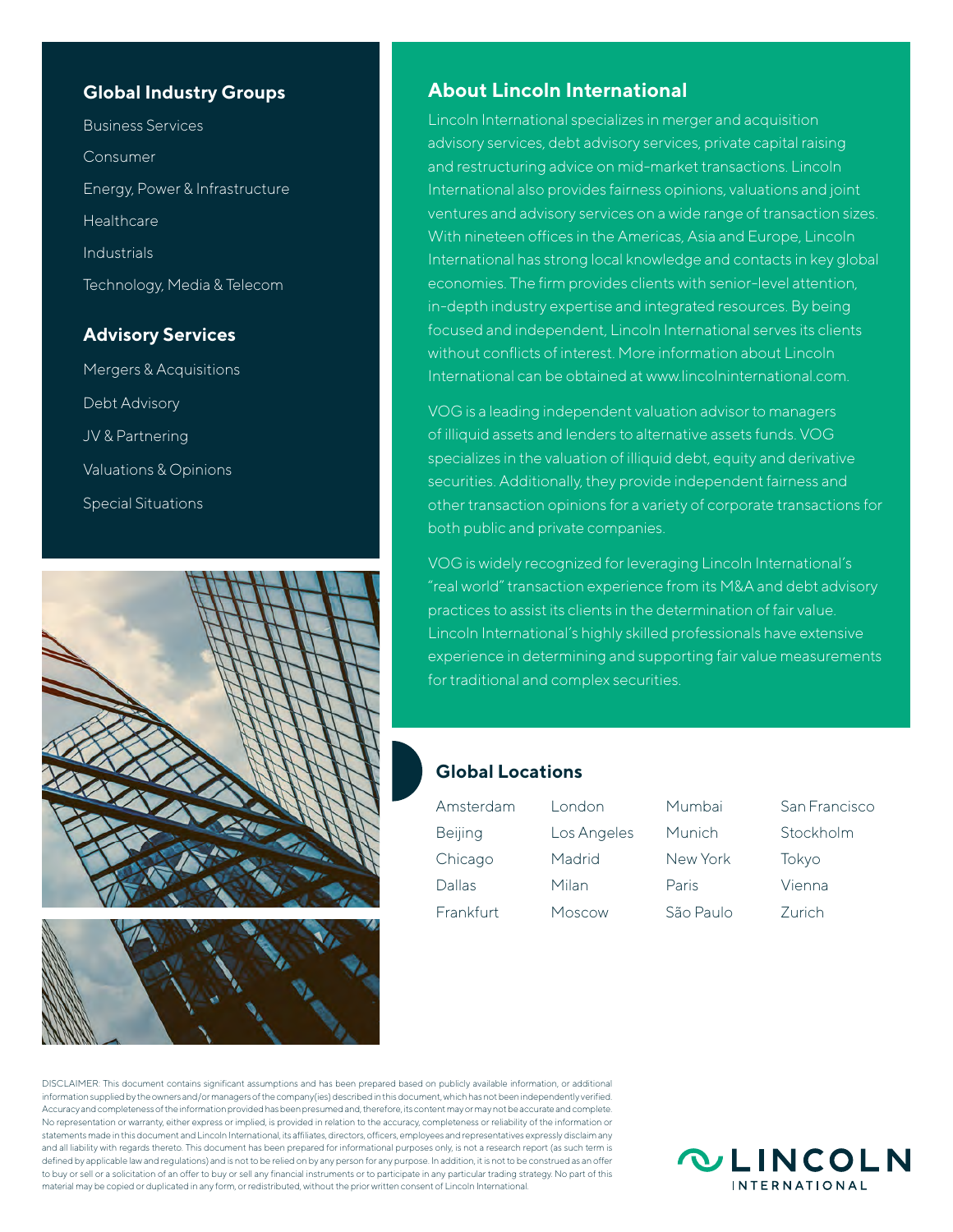## Global Industry Groups

Business Services

Consumer

Energy, Power & Infrastructure

Healthcare

Industrials

Technology, Media & Telecom

## Advisory Services

Mergers & Acquisitions

Debt Advisory

JV & Partnering

Valuations & Opinions

Special Situations

## About Lincoln International

Lincoln International specializes in merger and acquisition advisory services, debt advisory services, private capital raising and restructuring advice on mid-market transactions. Lincoln International also provides fairness opinions, valuations and joint ventures and advisory services on a wide range of transaction sizes. With nineteen offices in the Americas, Asia and Europe, Lincoln International has strong local knowledge and contacts in key global economies. The firm provides clients with senior-level attention, in-depth industry expertise and integrated resources. By being focused and independent, Lincoln International serves its clients without conflicts of interest. More information about Lincoln International can be obtained at www.lincolninternational.com.

VOG is a leading independent valuation advisor to managers of illiquid assets and lenders to alternative assets funds. VOG specializes in the valuation of illiquid debt, equity and derivative securities. Additionally, they provide independent fairness and other transaction opinions for a variety of corporate transactions for both public and private companies.

VOG is widely recognized for leveraging Lincoln International's "real world" transaction experience from its M&A and debt advisory practices to assist its clients in the determination of fair value. Lincoln International's highly skilled professionals have extensive experience in determining and supporting fair value measurements for traditional and complex securities.

## Global Locations

Amsterdam
Beijing
Chicago
Dallas
Frankfurt
London
Los Angeles
Madrid
Milan
Moscow
Mumbai
Munich
New York
Paris
São Paulo
San Francisco
Stockholm
Tokyo
Vienna
Zurich

DISCLAIMER: This document contains significant assumptions and has been prepared based on publicly available information, or additional information supplied by the owners and/or managers of the company(ies) described in this document, which has not been independently verified. Accuracy and completeness of the information provided has been presumed and, therefore, its content may or may not be accurate and complete. No representation or warranty, either express or implied, is provided in relation to the accuracy, completeness or reliability of the information or statements made in this document and Lincoln International, its affiliates, directors, officers, employees and representatives expressly disclaim any and all liability with regards thereto. This document has been prepared for informational purposes only, is not a research report (as such term is defined by applicable law and regulations) and is not to be relied on by any person for any purpose. In addition, it is not to be construed as an offer to buy or sell or a solicitation of an offer to buy or sell any financial instruments or to participate in any particular trading strategy. No part of this material may be copied or duplicated in any form, or redistributed, without the prior written consent of Lincoln International.

LINCOLN INTERNATIONAL